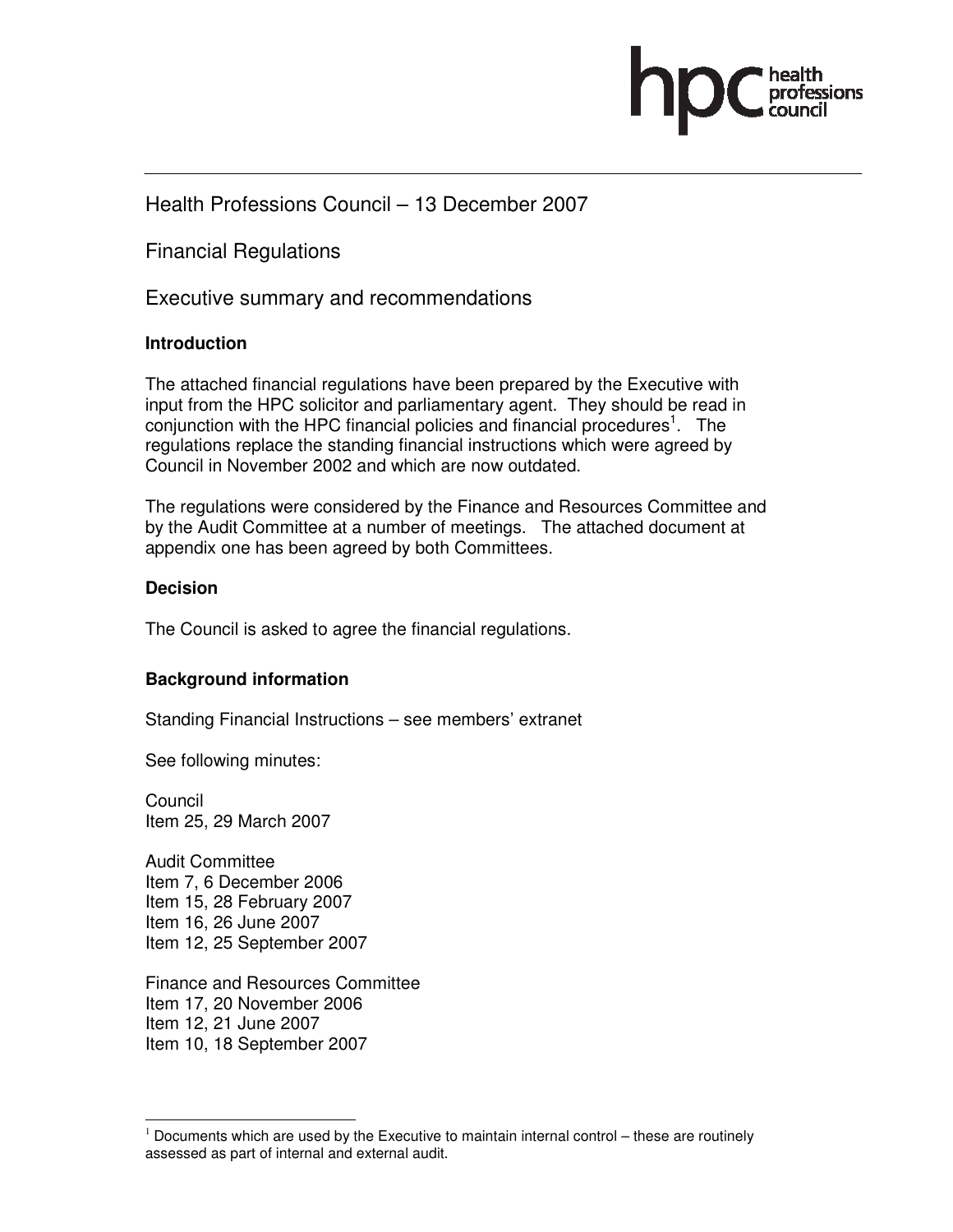Health Professions Council – 13 December 2007

# Financial Regulations

## Executive summary and recommendations

**Introduction**

The attached financial regulations have been prepared by the Executive with input from the HPC solicitor and parliamentary agent. They should be read in conjunction with the HPC financial policies and financial procedures[1]. The regulations replace the standing financial instructions which were agreed by Council in November 2002 and which are now outdated.

The regulations were considered by the Finance and Resources Committee and by the Audit Committee at a number of meetings. The attached document at appendix one has been agreed by both Committees.

**Decision**

The Council is asked to agree the financial regulations.

**Background information**

Standing Financial Instructions – see members' extranet

See following minutes:

Council
Item 25, 29 March 2007

Audit Committee
Item 7, 6 December 2006
Item 15, 28 February 2007
Item 16, 26 June 2007
Item 12, 25 September 2007

Finance and Resources Committee
Item 17, 20 November 2006
Item 12, 21 June 2007
Item 10, 18 September 2007

[1] Documents which are used by the Executive to maintain internal control – these are routinely assessed as part of internal and external audit.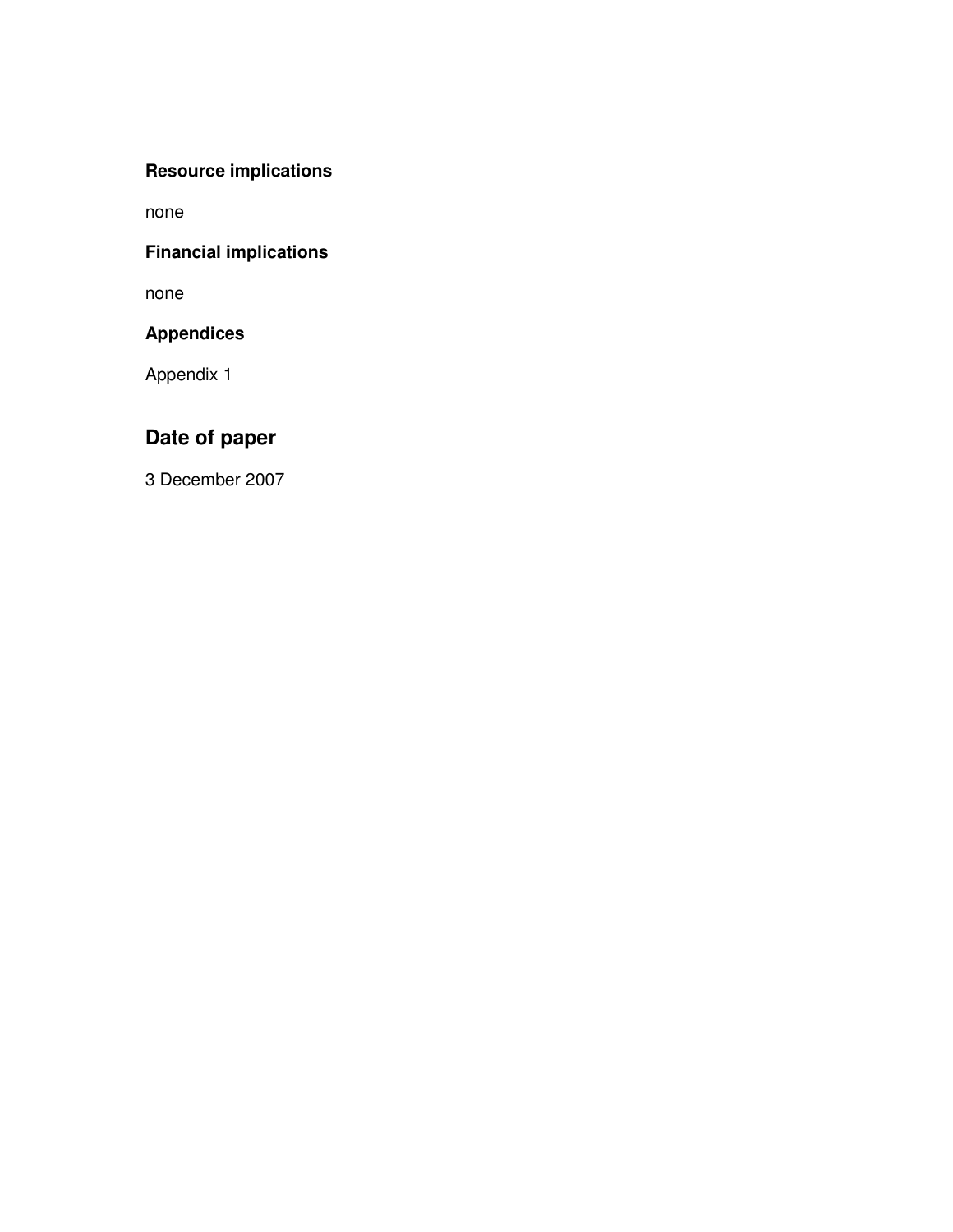### Resource implications

none

### Financial implications

none

### Appendices

Appendix 1

## Date of paper

3 December 2007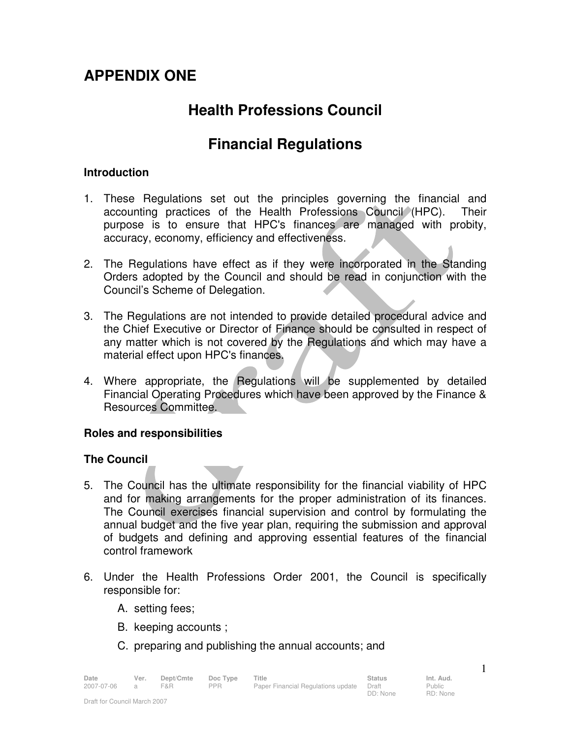# APPENDIX ONE

## Health Professions Council

## Financial Regulations

### Introduction

1. These Regulations set out the principles governing the financial and accounting practices of the Health Professions Council (HPC). Their purpose is to ensure that HPC's finances are managed with probity, accuracy, economy, efficiency and effectiveness.

2. The Regulations have effect as if they were incorporated in the Standing Orders adopted by the Council and should be read in conjunction with the Council's Scheme of Delegation.

3. The Regulations are not intended to provide detailed procedural advice and the Chief Executive or Director of Finance should be consulted in respect of any matter which is not covered by the Regulations and which may have a material effect upon HPC's finances.

4. Where appropriate, the Regulations will be supplemented by detailed Financial Operating Procedures which have been approved by the Finance & Resources Committee.

### Roles and responsibilities

### The Council

5. The Council has the ultimate responsibility for the financial viability of HPC and for making arrangements for the proper administration of its finances. The Council exercises financial supervision and control by formulating the annual budget and the five year plan, requiring the submission and approval of budgets and defining and approving essential features of the financial control framework

6. Under the Health Professions Order 2001, the Council is specifically responsible for:

   A. setting fees;

   B. keeping accounts ;

   C. preparing and publishing the annual accounts; and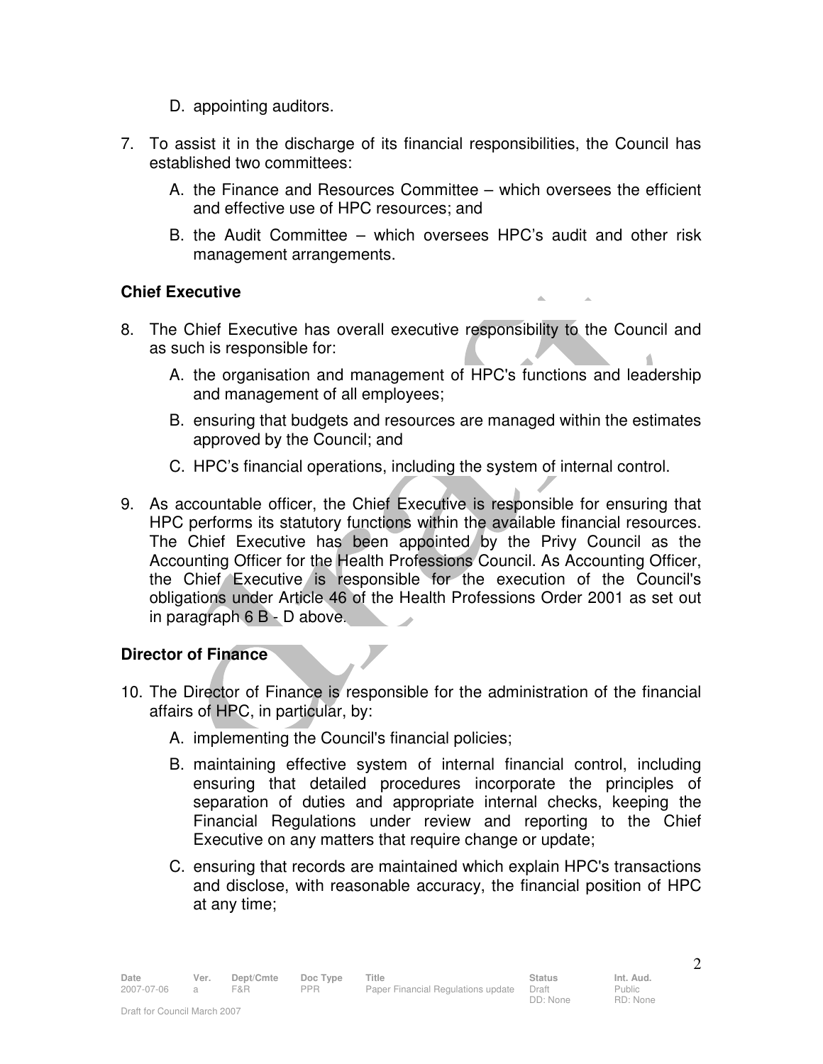D. appointing auditors.

7. To assist it in the discharge of its financial responsibilities, the Council has established two committees:

   A. the Finance and Resources Committee – which oversees the efficient and effective use of HPC resources; and

   B. the Audit Committee – which oversees HPC's audit and other risk management arrangements.

### Chief Executive

8. The Chief Executive has overall executive responsibility to the Council and as such is responsible for:

   A. the organisation and management of HPC's functions and leadership and management of all employees;

   B. ensuring that budgets and resources are managed within the estimates approved by the Council; and

   C. HPC's financial operations, including the system of internal control.

9. As accountable officer, the Chief Executive is responsible for ensuring that HPC performs its statutory functions within the available financial resources. The Chief Executive has been appointed by the Privy Council as the Accounting Officer for the Health Professions Council. As Accounting Officer, the Chief Executive is responsible for the execution of the Council's obligations under Article 46 of the Health Professions Order 2001 as set out in paragraph 6 B - D above.

### Director of Finance

10. The Director of Finance is responsible for the administration of the financial affairs of HPC, in particular, by:

    A. implementing the Council's financial policies;

    B. maintaining effective system of internal financial control, including ensuring that detailed procedures incorporate the principles of separation of duties and appropriate internal checks, keeping the Financial Regulations under review and reporting to the Chief Executive on any matters that require change or update;

    C. ensuring that records are maintained which explain HPC's transactions and disclose, with reasonable accuracy, the financial position of HPC at any time;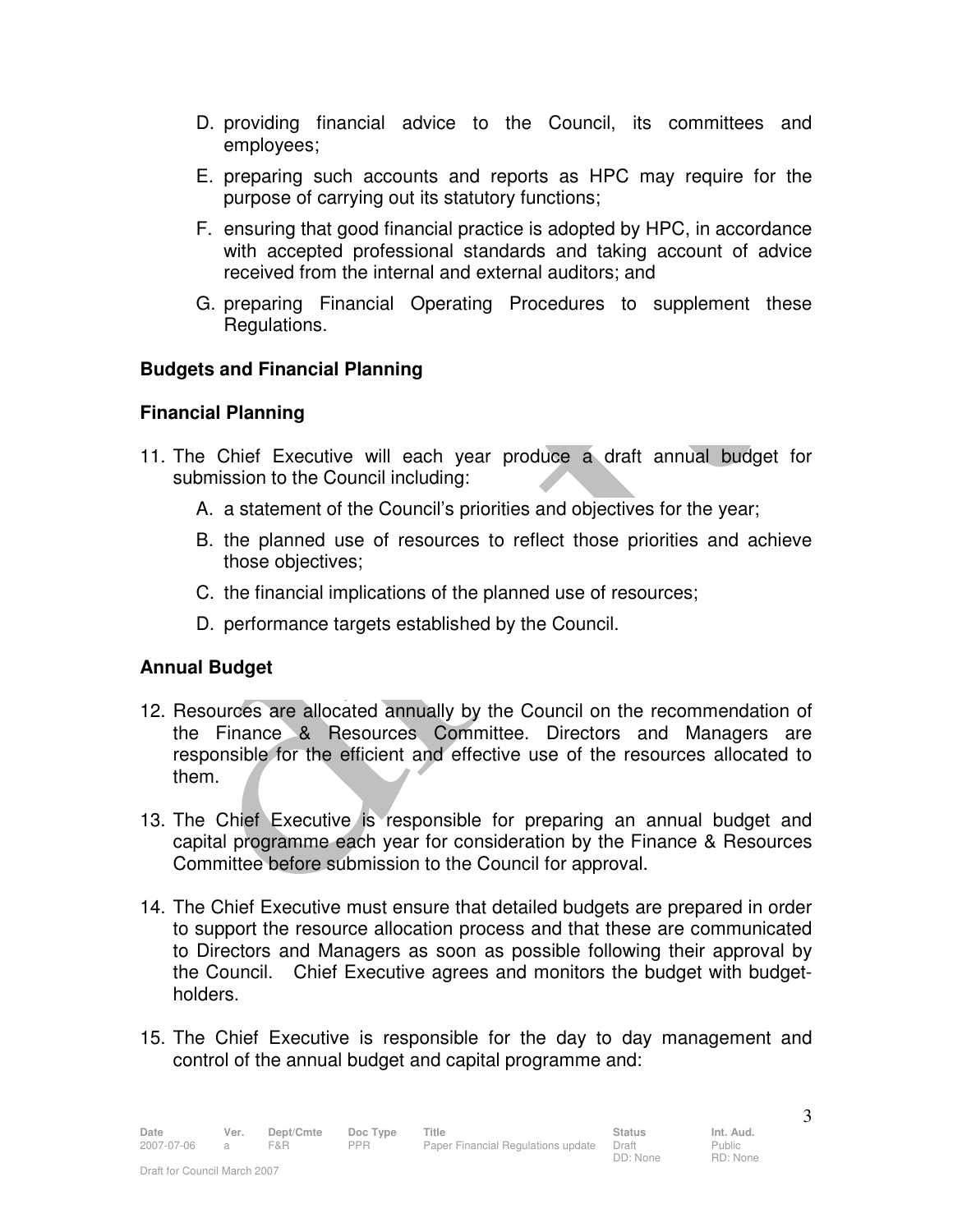D. providing financial advice to the Council, its committees and employees;

E. preparing such accounts and reports as HPC may require for the purpose of carrying out its statutory functions;

F. ensuring that good financial practice is adopted by HPC, in accordance with accepted professional standards and taking account of advice received from the internal and external auditors; and

G. preparing Financial Operating Procedures to supplement these Regulations.

## Budgets and Financial Planning

### Financial Planning

11. The Chief Executive will each year produce a draft annual budget for submission to the Council including:

    A. a statement of the Council's priorities and objectives for the year;

    B. the planned use of resources to reflect those priorities and achieve those objectives;

    C. the financial implications of the planned use of resources;

    D. performance targets established by the Council.

### Annual Budget

12. Resources are allocated annually by the Council on the recommendation of the Finance & Resources Committee. Directors and Managers are responsible for the efficient and effective use of the resources allocated to them.

13. The Chief Executive is responsible for preparing an annual budget and capital programme each year for consideration by the Finance & Resources Committee before submission to the Council for approval.

14. The Chief Executive must ensure that detailed budgets are prepared in order to support the resource allocation process and that these are communicated to Directors and Managers as soon as possible following their approval by the Council. Chief Executive agrees and monitors the budget with budget-holders.

15. The Chief Executive is responsible for the day to day management and control of the annual budget and capital programme and: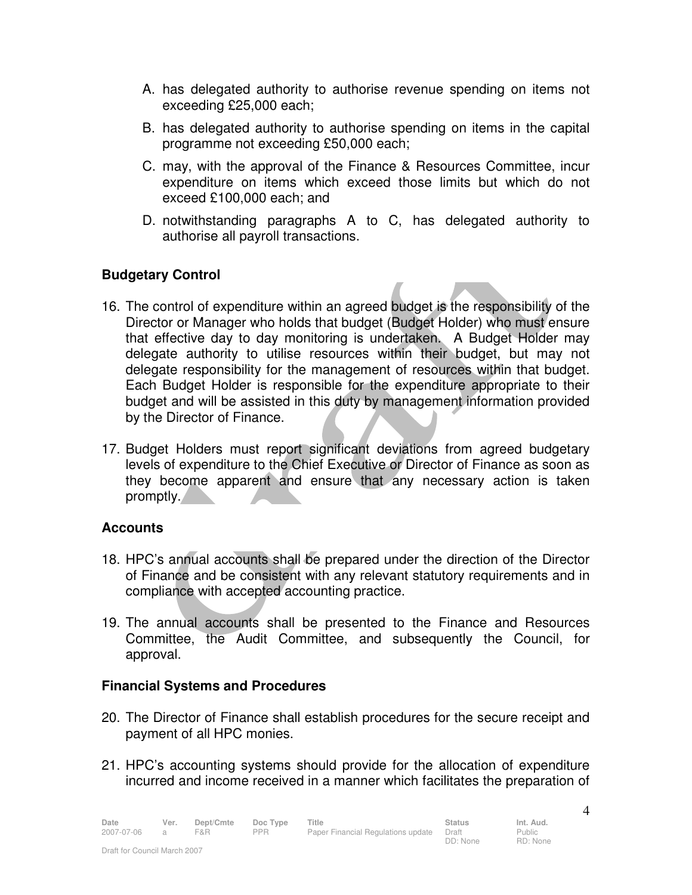A. has delegated authority to authorise revenue spending on items not exceeding £25,000 each;

B. has delegated authority to authorise spending on items in the capital programme not exceeding £50,000 each;

C. may, with the approval of the Finance & Resources Committee, incur expenditure on items which exceed those limits but which do not exceed £100,000 each; and

D. notwithstanding paragraphs A to C, has delegated authority to authorise all payroll transactions.

**Budgetary Control**

16. The control of expenditure within an agreed budget is the responsibility of the Director or Manager who holds that budget (Budget Holder) who must ensure that effective day to day monitoring is undertaken. A Budget Holder may delegate authority to utilise resources within their budget, but may not delegate responsibility for the management of resources within that budget. Each Budget Holder is responsible for the expenditure appropriate to their budget and will be assisted in this duty by management information provided by the Director of Finance.

17. Budget Holders must report significant deviations from agreed budgetary levels of expenditure to the Chief Executive or Director of Finance as soon as they become apparent and ensure that any necessary action is taken promptly.

**Accounts**

18. HPC's annual accounts shall be prepared under the direction of the Director of Finance and be consistent with any relevant statutory requirements and in compliance with accepted accounting practice.

19. The annual accounts shall be presented to the Finance and Resources Committee, the Audit Committee, and subsequently the Council, for approval.

**Financial Systems and Procedures**

20. The Director of Finance shall establish procedures for the secure receipt and payment of all HPC monies.

21. HPC's accounting systems should provide for the allocation of expenditure incurred and income received in a manner which facilitates the preparation of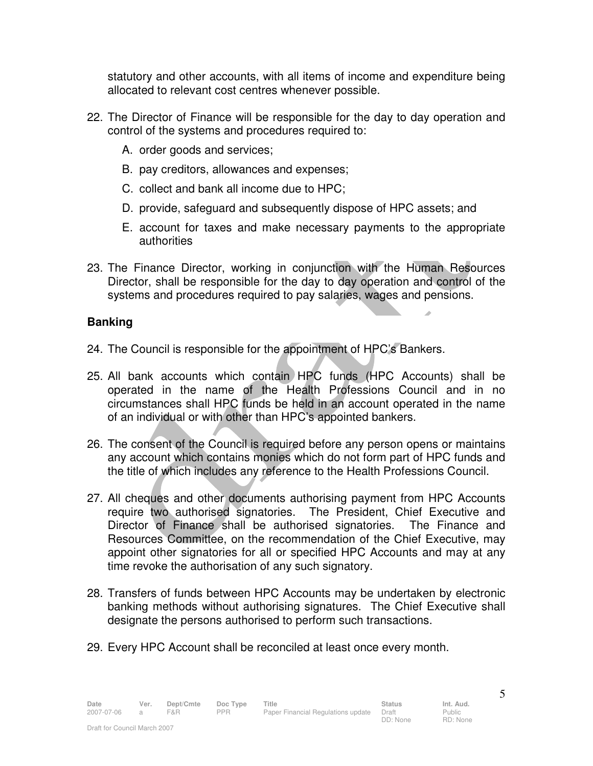statutory and other accounts, with all items of income and expenditure being allocated to relevant cost centres whenever possible.

22. The Director of Finance will be responsible for the day to day operation and control of the systems and procedures required to:

    A. order goods and services;

    B. pay creditors, allowances and expenses;

    C. collect and bank all income due to HPC;

    D. provide, safeguard and subsequently dispose of HPC assets; and

    E. account for taxes and make necessary payments to the appropriate authorities

23. The Finance Director, working in conjunction with the Human Resources Director, shall be responsible for the day to day operation and control of the systems and procedures required to pay salaries, wages and pensions.

**Banking**

24. The Council is responsible for the appointment of HPC's Bankers.

25. All bank accounts which contain HPC funds (HPC Accounts) shall be operated in the name of the Health Professions Council and in no circumstances shall HPC funds be held in an account operated in the name of an individual or with other than HPC's appointed bankers.

26. The consent of the Council is required before any person opens or maintains any account which contains monies which do not form part of HPC funds and the title of which includes any reference to the Health Professions Council.

27. All cheques and other documents authorising payment from HPC Accounts require two authorised signatories. The President, Chief Executive and Director of Finance shall be authorised signatories. The Finance and Resources Committee, on the recommendation of the Chief Executive, may appoint other signatories for all or specified HPC Accounts and may at any time revoke the authorisation of any such signatory.

28. Transfers of funds between HPC Accounts may be undertaken by electronic banking methods without authorising signatures. The Chief Executive shall designate the persons authorised to perform such transactions.

29. Every HPC Account shall be reconciled at least once every month.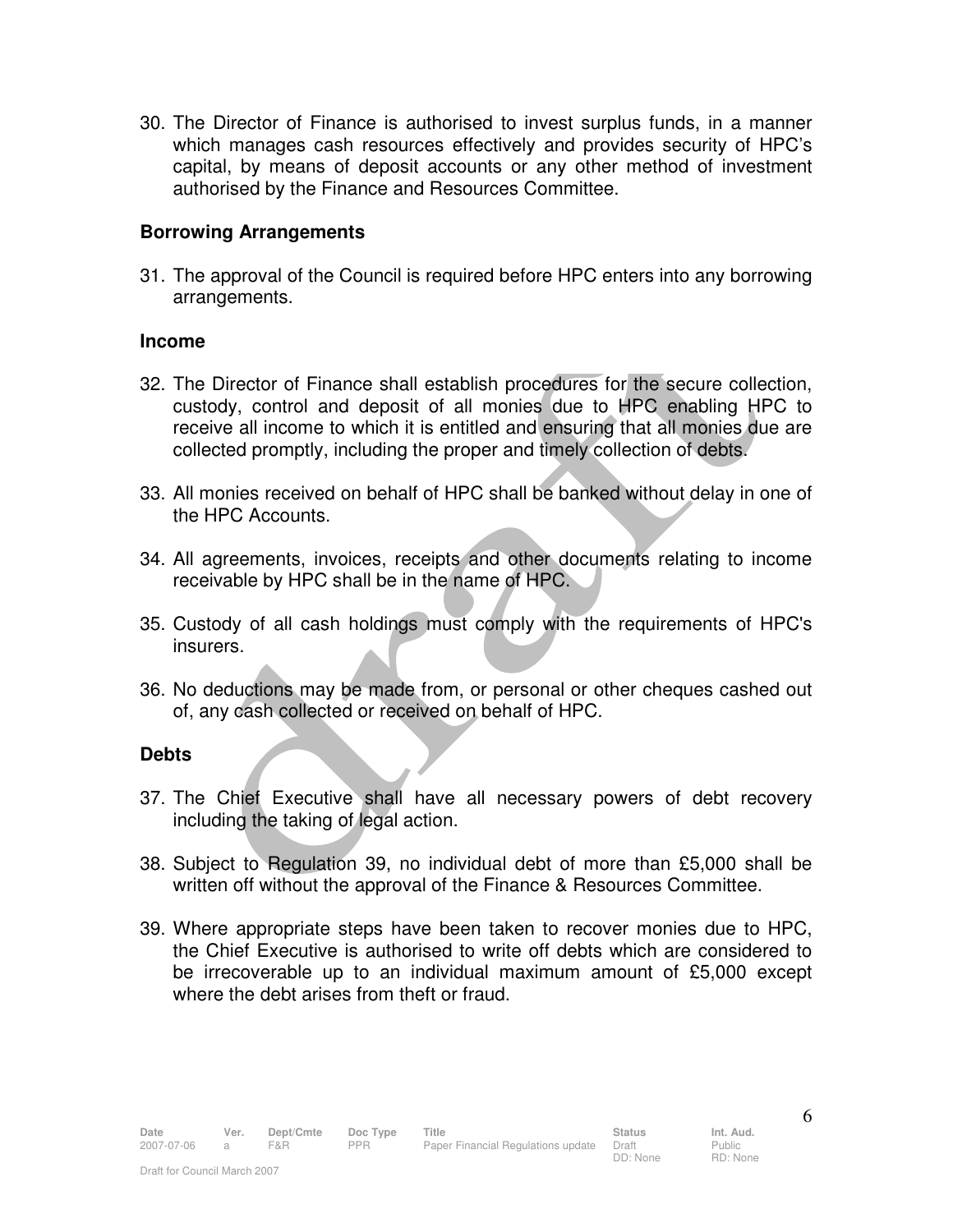30. The Director of Finance is authorised to invest surplus funds, in a manner which manages cash resources effectively and provides security of HPC's capital, by means of deposit accounts or any other method of investment authorised by the Finance and Resources Committee.

### Borrowing Arrangements

31. The approval of the Council is required before HPC enters into any borrowing arrangements.

### Income

32. The Director of Finance shall establish procedures for the secure collection, custody, control and deposit of all monies due to HPC enabling HPC to receive all income to which it is entitled and ensuring that all monies due are collected promptly, including the proper and timely collection of debts.

33. All monies received on behalf of HPC shall be banked without delay in one of the HPC Accounts.

34. All agreements, invoices, receipts and other documents relating to income receivable by HPC shall be in the name of HPC.

35. Custody of all cash holdings must comply with the requirements of HPC's insurers.

36. No deductions may be made from, or personal or other cheques cashed out of, any cash collected or received on behalf of HPC.

### Debts

37. The Chief Executive shall have all necessary powers of debt recovery including the taking of legal action.

38. Subject to Regulation 39, no individual debt of more than £5,000 shall be written off without the approval of the Finance & Resources Committee.

39. Where appropriate steps have been taken to recover monies due to HPC, the Chief Executive is authorised to write off debts which are considered to be irrecoverable up to an individual maximum amount of £5,000 except where the debt arises from theft or fraud.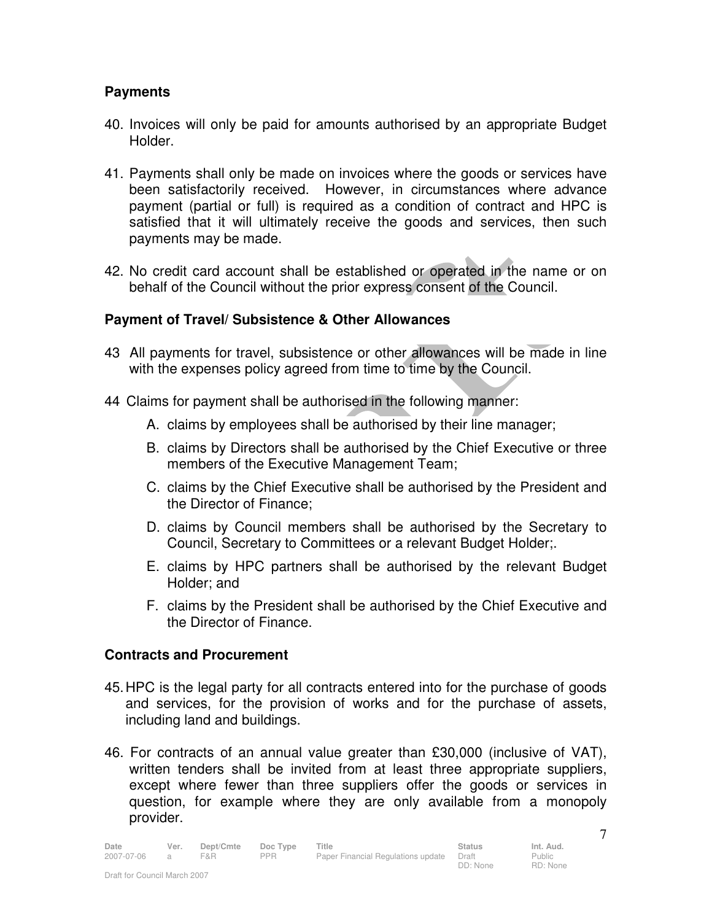## Payments

40. Invoices will only be paid for amounts authorised by an appropriate Budget Holder.

41. Payments shall only be made on invoices where the goods or services have been satisfactorily received. However, in circumstances where advance payment (partial or full) is required as a condition of contract and HPC is satisfied that it will ultimately receive the goods and services, then such payments may be made.

42. No credit card account shall be established or operated in the name or on behalf of the Council without the prior express consent of the Council.

## Payment of Travel/ Subsistence & Other Allowances

43 All payments for travel, subsistence or other allowances will be made in line with the expenses policy agreed from time to time by the Council.

44 Claims for payment shall be authorised in the following manner:

A. claims by employees shall be authorised by their line manager;

B. claims by Directors shall be authorised by the Chief Executive or three members of the Executive Management Team;

C. claims by the Chief Executive shall be authorised by the President and the Director of Finance;

D. claims by Council members shall be authorised by the Secretary to Council, Secretary to Committees or a relevant Budget Holder;.

E. claims by HPC partners shall be authorised by the relevant Budget Holder; and

F. claims by the President shall be authorised by the Chief Executive and the Director of Finance.

## Contracts and Procurement

45. HPC is the legal party for all contracts entered into for the purchase of goods and services, for the provision of works and for the purchase of assets, including land and buildings.

46. For contracts of an annual value greater than £30,000 (inclusive of VAT), written tenders shall be invited from at least three appropriate suppliers, except where fewer than three suppliers offer the goods or services in question, for example where they are only available from a monopoly provider.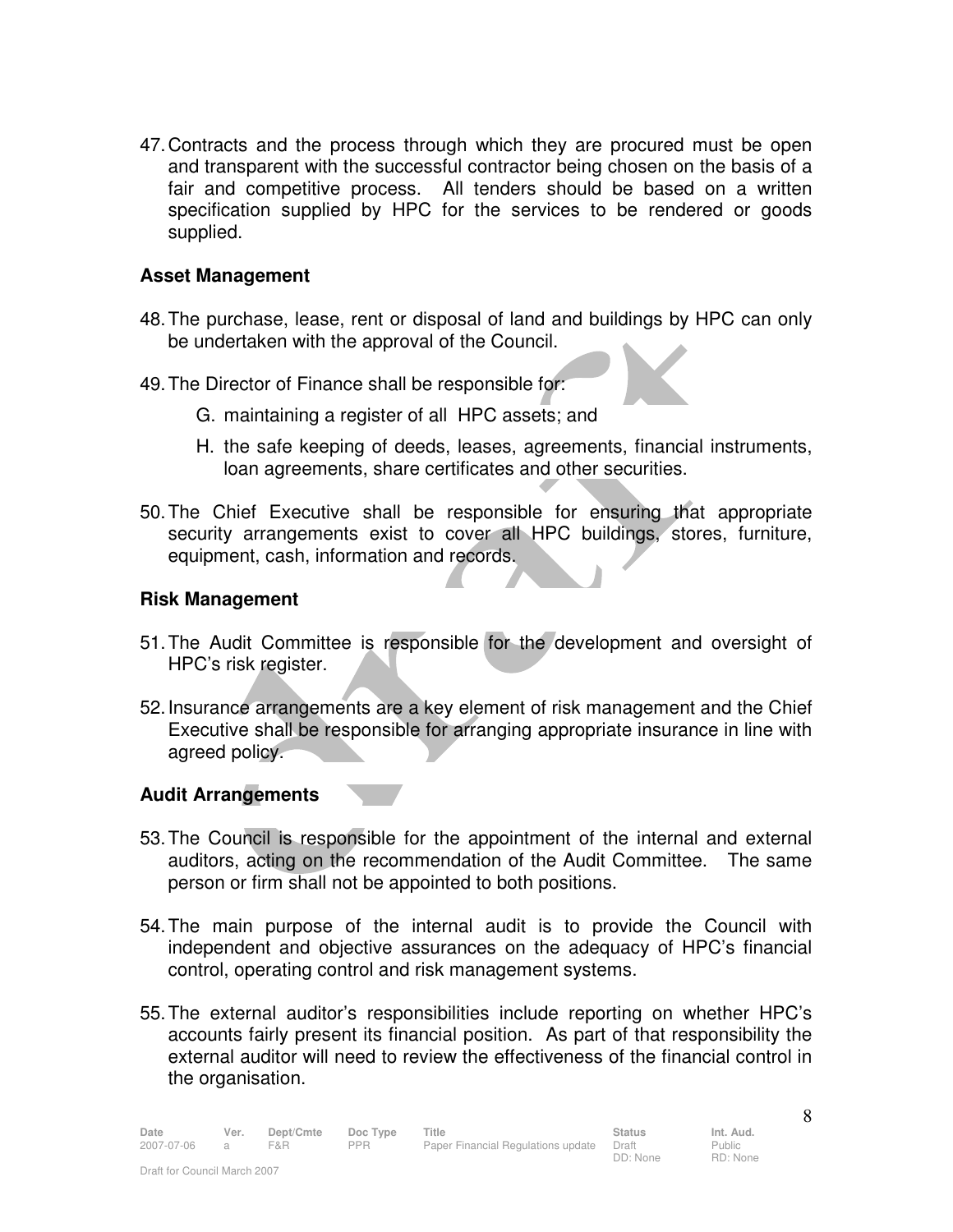47. Contracts and the process through which they are procured must be open and transparent with the successful contractor being chosen on the basis of a fair and competitive process. All tenders should be based on a written specification supplied by HPC for the services to be rendered or goods supplied.

### Asset Management

48. The purchase, lease, rent or disposal of land and buildings by HPC can only be undertaken with the approval of the Council.

49. The Director of Finance shall be responsible for:

    G. maintaining a register of all HPC assets; and

    H. the safe keeping of deeds, leases, agreements, financial instruments, loan agreements, share certificates and other securities.

50. The Chief Executive shall be responsible for ensuring that appropriate security arrangements exist to cover all HPC buildings, stores, furniture, equipment, cash, information and records.

### Risk Management

51. The Audit Committee is responsible for the development and oversight of HPC's risk register.

52. Insurance arrangements are a key element of risk management and the Chief Executive shall be responsible for arranging appropriate insurance in line with agreed policy.

### Audit Arrangements

53. The Council is responsible for the appointment of the internal and external auditors, acting on the recommendation of the Audit Committee. The same person or firm shall not be appointed to both positions.

54. The main purpose of the internal audit is to provide the Council with independent and objective assurances on the adequacy of HPC's financial control, operating control and risk management systems.

55. The external auditor's responsibilities include reporting on whether HPC's accounts fairly present its financial position. As part of that responsibility the external auditor will need to review the effectiveness of the financial control in the organisation.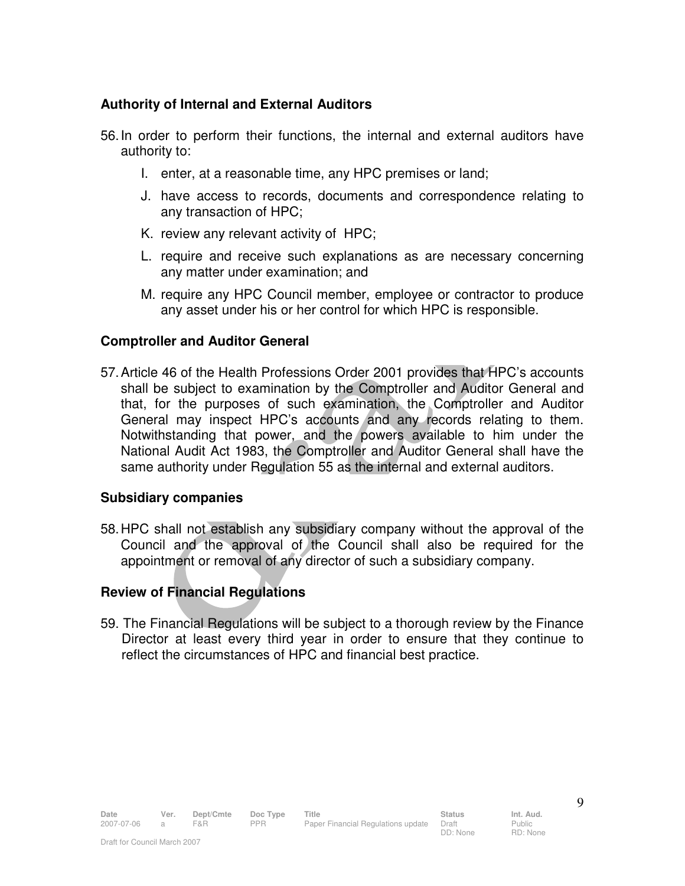## Authority of Internal and External Auditors

56. In order to perform their functions, the internal and external auditors have authority to:

    I. enter, at a reasonable time, any HPC premises or land;

    J. have access to records, documents and correspondence relating to any transaction of HPC;

    K. review any relevant activity of HPC;

    L. require and receive such explanations as are necessary concerning any matter under examination; and

    M. require any HPC Council member, employee or contractor to produce any asset under his or her control for which HPC is responsible.

## Comptroller and Auditor General

57. Article 46 of the Health Professions Order 2001 provides that HPC's accounts shall be subject to examination by the Comptroller and Auditor General and that, for the purposes of such examination, the Comptroller and Auditor General may inspect HPC's accounts and any records relating to them. Notwithstanding that power, and the powers available to him under the National Audit Act 1983, the Comptroller and Auditor General shall have the same authority under Regulation 55 as the internal and external auditors.

## Subsidiary companies

58. HPC shall not establish any subsidiary company without the approval of the Council and the approval of the Council shall also be required for the appointment or removal of any director of such a subsidiary company.

## Review of Financial Regulations

59. The Financial Regulations will be subject to a thorough review by the Finance Director at least every third year in order to ensure that they continue to reflect the circumstances of HPC and financial best practice.